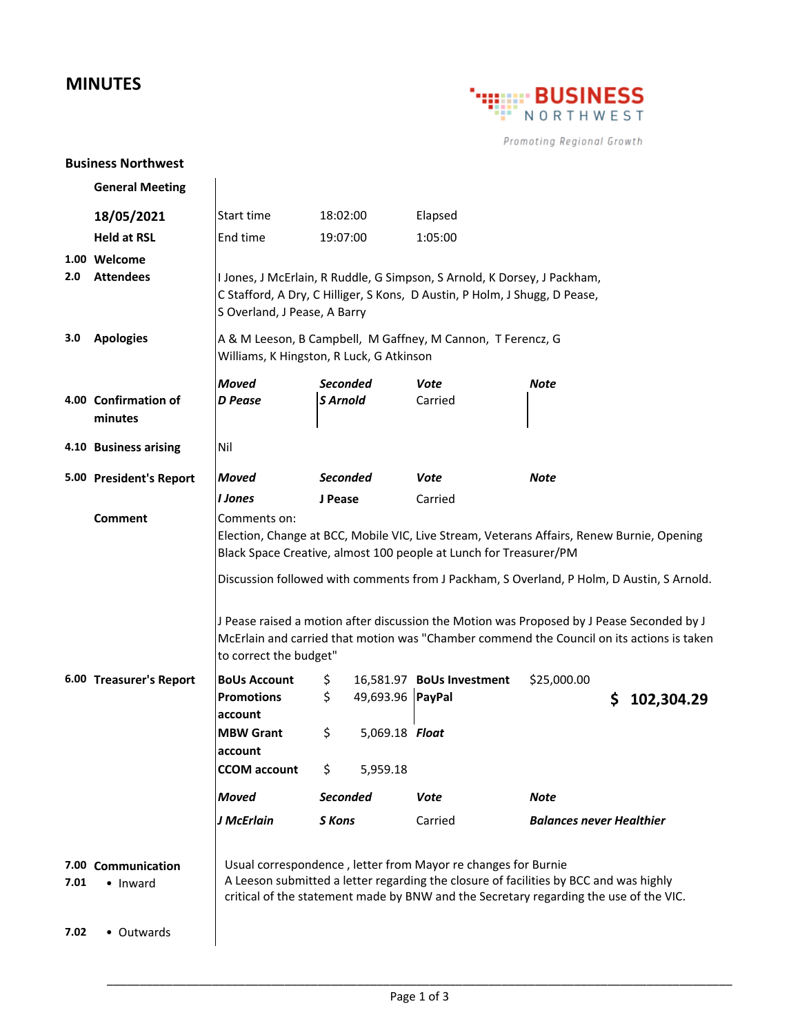# MINUTES

**BUSINESS NORTHWEST**

*Promoting Regional Growth*

## Business Northwest

**General Meeting**

| | | | | |
|---|---|---|---|---|
| **18/05/2021** | Start time | 18:02:00 | Elapsed | |
| **Held at RSL** | End time | 19:07:00 | 1:05:00 | |

**1.00 Welcome**

**2.0 Attendees**

I Jones, J McErlain, R Ruddle, G Simpson, S Arnold, K Dorsey, J Packham, C Stafford, A Dry, C Hilliger, S Kons, D Austin, P Holm, J Shugg, D Pease, S Overland, J Pease, A Barry

**3.0 Apologies**

A & M Leeson, B Campbell, M Gaffney, M Cannon, T Ferencz, G Williams, K Hingston, R Luck, G Atkinson

**4.00 Confirmation of minutes**

| *Moved* | *Seconded* | *Vote* | *Note* |
|---|---|---|---|
| *D Pease* | *S Arnold* | Carried | |

**4.10 Business arising**

Nil

**5.00 President's Report**

| *Moved* | *Seconded* | *Vote* | *Note* |
|---|---|---|---|
| *I Jones* | **J Pease** | Carried | |

**Comment**

Comments on:
Election, Change at BCC, Mobile VIC, Live Stream, Veterans Affairs, Renew Burnie, Opening Black Space Creative, almost 100 people at Lunch for Treasurer/PM

Discussion followed with comments from J Packham, S Overland, P Holm, D Austin, S Arnold.

J Pease raised a motion after discussion the Motion was Proposed by J Pease Seconded by J McErlain and carried that motion was "Chamber commend the Council on its actions is taken to correct the budget"

**6.00 Treasurer's Report**

| | | | | |
|---|---|---|---|---|
| **BoUs Account** | $ 16,581.97 | **BoUs Investment** | $25,000.00 | |
| **Promotions account** | $ 49,693.96 | **PayPal** | | **$ 102,304.29** |
| **MBW Grant account** | $ 5,069.18 | ***Float*** | | |
| **CCOM account** | $ 5,959.18 | | | |

| *Moved* | *Seconded* | *Vote* | *Note* |
|---|---|---|---|
| *J McErlain* | *S Kons* | Carried | ***Balances never Healthier*** |

**7.00 Communication**

**7.01** • Inward

Usual correspondence , letter from Mayor re changes for Burnie
A Leeson submitted a letter regarding the closure of facilities by BCC and was highly critical of the statement made by BNW and the Secretary regarding the use of the VIC.

**7.02** • Outwards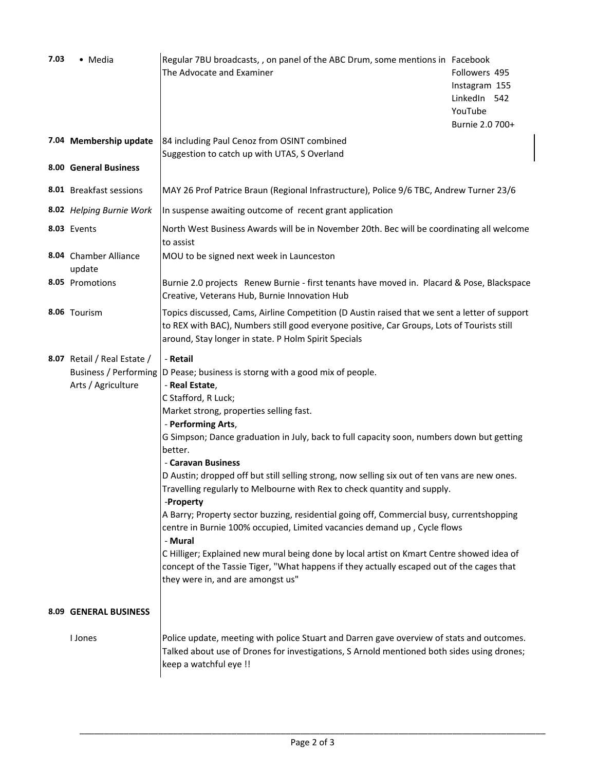| | | | |
|---|---|---|---|
| **7.03** | • Media | Regular 7BU broadcasts, , on panel of the ABC Drum, some mentions in The Advocate and Examiner | Facebook<br>Followers 495<br>Instagram 155<br>LinkedIn 542<br>YouTube<br>Burnie 2.0 700+ |
| **7.04** | **Membership update** | 84 including Paul Cenoz from OSINT combined<br>Suggestion to catch up with UTAS, S Overland | |
| **8.00** | **General Business** | | |
| **8.01** | Breakfast sessions | MAY 26 Prof Patrice Braun (Regional Infrastructure), Police 9/6 TBC, Andrew Turner 23/6 | |
| **8.02** | *Helping Burnie Work* | In suspense awaiting outcome of recent grant application | |
| **8.03** | Events | North West Business Awards will be in November 20th. Bec will be coordinating all welcome to assist | |
| **8.04** | Chamber Alliance update | MOU to be signed next week in Launceston | |
| **8.05** | Promotions | Burnie 2.0 projects Renew Burnie - first tenants have moved in. Placard & Pose, Blackspace Creative, Veterans Hub, Burnie Innovation Hub | |
| **8.06** | Tourism | Topics discussed, Cams, Airline Competition (D Austin raised that we sent a letter of support to REX with BAC), Numbers still good everyone positive, Car Groups, Lots of Tourists still around, Stay longer in state. P Holm Spirit Specials | |
| **8.07** | Retail / Real Estate / Business / Performing Arts / Agriculture | - **Retail**<br>D Pease; business is storng with a good mix of people.<br>- **Real Estate**,<br>C Stafford, R Luck;<br>Market strong, properties selling fast.<br>- **Performing Arts**,<br>G Simpson; Dance graduation in July, back to full capacity soon, numbers down but getting better.<br>- **Caravan Business**<br>D Austin; dropped off but still selling strong, now selling six out of ten vans are new ones. Travelling regularly to Melbourne with Rex to check quantity and supply.<br>-**Property**<br>A Barry; Property sector buzzing, residential going off, Commercial busy, currentshopping centre in Burnie 100% occupied, Limited vacancies demand up , Cycle flows<br>- **Mural**<br>C Hilliger; Explained new mural being done by local artist on Kmart Centre showed idea of concept of the Tassie Tiger, "What happens if they actually escaped out of the cages that they were in, and are amongst us" | |
| **8.09** | **GENERAL BUSINESS** | | |
| | I Jones | Police update, meeting with police Stuart and Darren gave overview of stats and outcomes. Talked about use of Drones for investigations, S Arnold mentioned both sides using drones; keep a watchful eye !! | |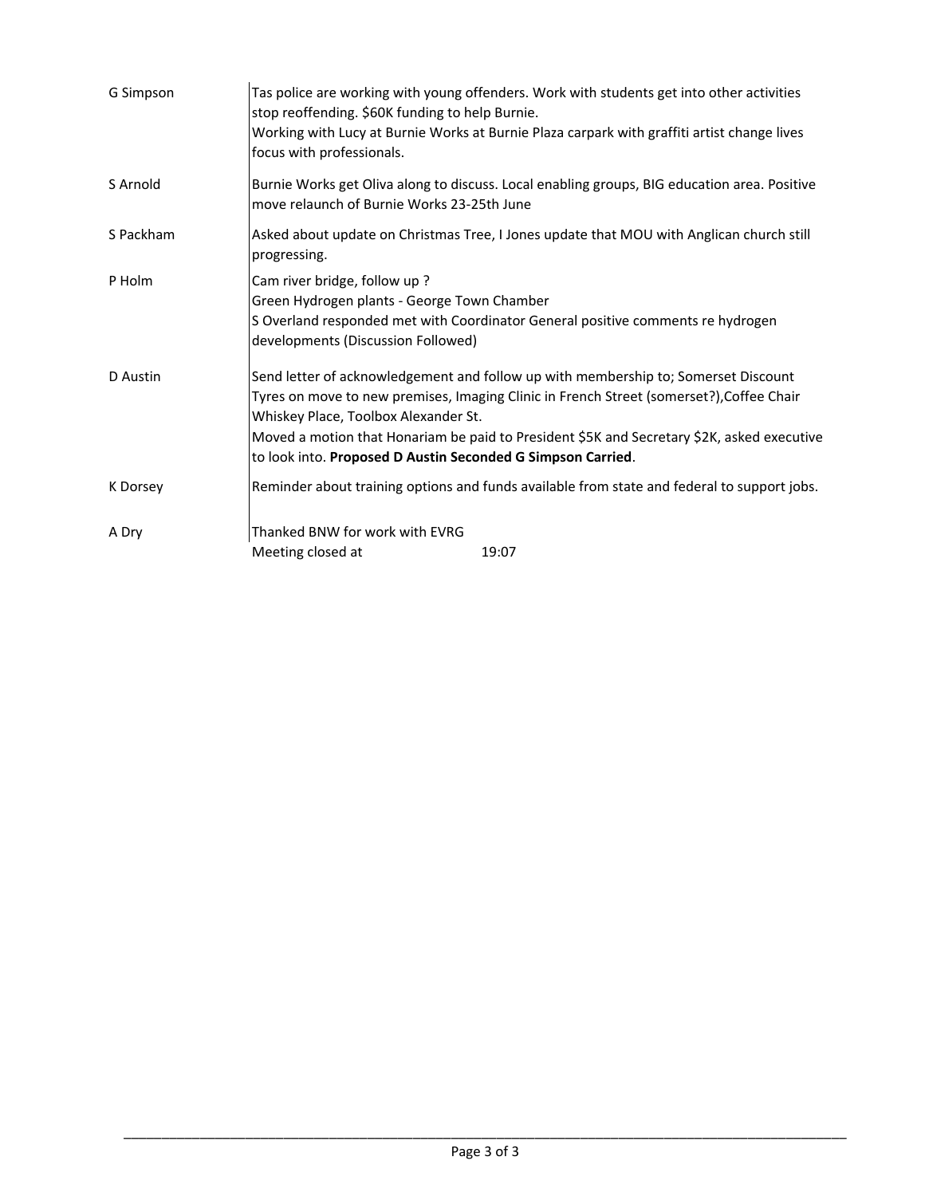| | |
|---|---|
| G Simpson | Tas police are working with young offenders. Work with students get into other activities stop reoffending. $60K funding to help Burnie.<br>Working with Lucy at Burnie Works at Burnie Plaza carpark with graffiti artist change lives focus with professionals. |
| S Arnold | Burnie Works get Oliva along to discuss. Local enabling groups, BIG education area. Positive move relaunch of Burnie Works 23-25th June |
| S Packham | Asked about update on Christmas Tree, I Jones update that MOU with Anglican church still progressing. |
| P Holm | Cam river bridge, follow up ?<br>Green Hydrogen plants - George Town Chamber<br>S Overland responded met with Coordinator General positive comments re hydrogen developments (Discussion Followed) |
| D Austin | Send letter of acknowledgement and follow up with membership to; Somerset Discount Tyres on move to new premises, Imaging Clinic in French Street (somerset?),Coffee Chair Whiskey Place, Toolbox Alexander St.<br>Moved a motion that Honariam be paid to President $5K and Secretary $2K, asked executive to look into. **Proposed D Austin Seconded G Simpson Carried**. |
| K Dorsey | Reminder about training options and funds available from state and federal to support jobs. |
| A Dry | Thanked BNW for work with EVRG<br>Meeting closed at 19:07 |